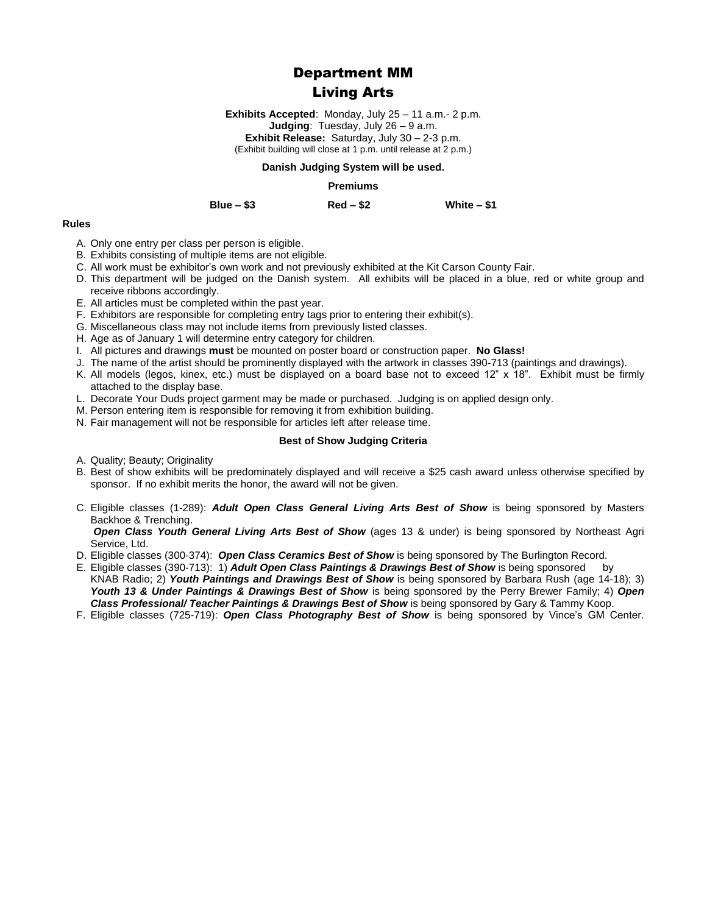# Department MM
## Living Arts

**Exhibits Accepted**: Monday, July 25 – 11 a.m.- 2 p.m.
**Judging**: Tuesday, July 26 – 9 a.m.
**Exhibit Release:** Saturday, July 30 – 2-3 p.m.
(Exhibit building will close at 1 p.m. until release at 2 p.m.)

**Danish Judging System will be used.**

**Premiums**

**Blue – $3** **Red – $2** **White – $1**

**Rules**

A. Only one entry per class per person is eligible.
B. Exhibits consisting of multiple items are not eligible.
C. All work must be exhibitor's own work and not previously exhibited at the Kit Carson County Fair.
D. This department will be judged on the Danish system. All exhibits will be placed in a blue, red or white group and receive ribbons accordingly.
E. All articles must be completed within the past year.
F. Exhibitors are responsible for completing entry tags prior to entering their exhibit(s).
G. Miscellaneous class may not include items from previously listed classes.
H. Age as of January 1 will determine entry category for children.
I. All pictures and drawings **must** be mounted on poster board or construction paper. **No Glass!**
J. The name of the artist should be prominently displayed with the artwork in classes 390-713 (paintings and drawings).
K. All models (legos, kinex, etc.) must be displayed on a board base not to exceed 12" x 18". Exhibit must be firmly attached to the display base.
L. Decorate Your Duds project garment may be made or purchased. Judging is on applied design only.
M. Person entering item is responsible for removing it from exhibition building.
N. Fair management will not be responsible for articles left after release time.

**Best of Show Judging Criteria**

A. Quality; Beauty; Originality
B. Best of show exhibits will be predominately displayed and will receive a $25 cash award unless otherwise specified by sponsor. If no exhibit merits the honor, the award will not be given.
C. Eligible classes (1-289): ***Adult Open Class General Living Arts Best of Show*** is being sponsored by Masters Backhoe & Trenching.
***Open Class Youth General Living Arts Best of Show*** (ages 13 & under) is being sponsored by Northeast Agri Service, Ltd.
D. Eligible classes (300-374): ***Open Class Ceramics Best of Show*** is being sponsored by The Burlington Record.
E. Eligible classes (390-713): 1) ***Adult Open Class Paintings & Drawings Best of Show*** is being sponsored by KNAB Radio; 2) ***Youth Paintings and Drawings Best of Show*** is being sponsored by Barbara Rush (age 14-18); 3) ***Youth 13 & Under Paintings & Drawings Best of Show*** is being sponsored by the Perry Brewer Family; 4) ***Open Class Professional/ Teacher Paintings & Drawings Best of Show*** is being sponsored by Gary & Tammy Koop.
F. Eligible classes (725-719): ***Open Class Photography Best of Show*** is being sponsored by Vince's GM Center.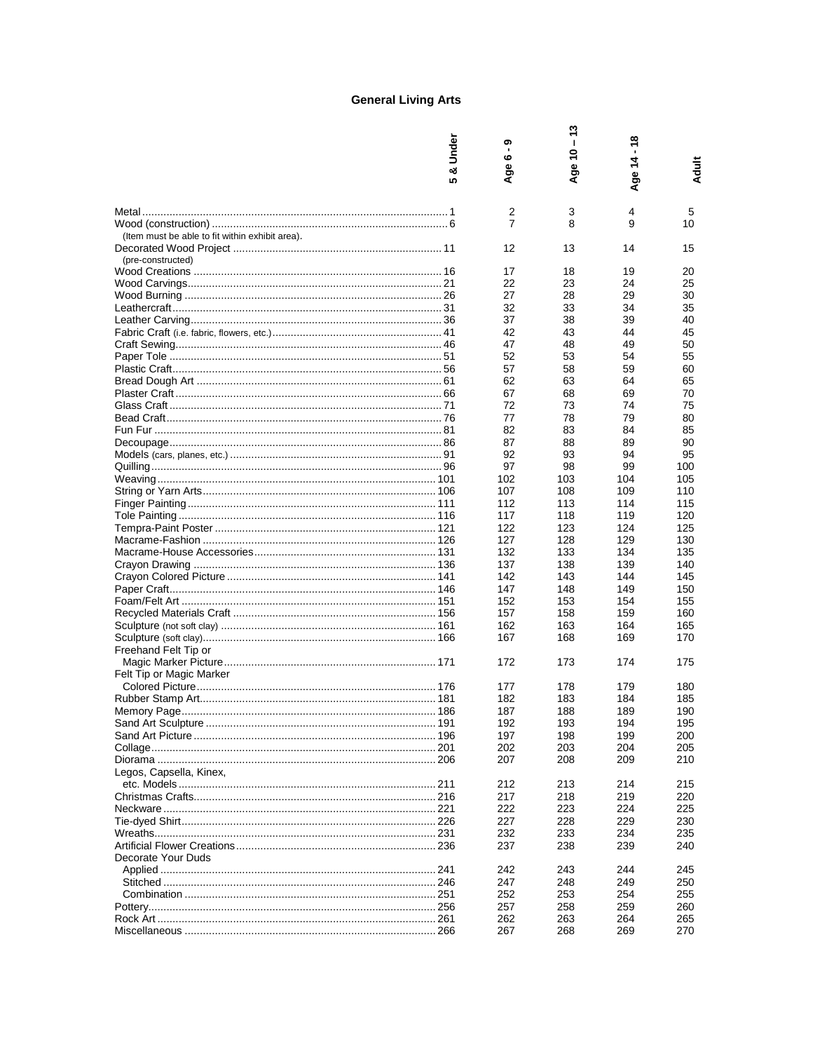## General Living Arts

| | 5 & Under | Age 6 - 9 | Age 10 – 13 | Age 14 - 18 | Adult |
|---|---|---|---|---|---|
| Metal | 1 | 2 | 3 | 4 | 5 |
| Wood (construction) (Item must be able to fit within exhibit area). | 6 | 7 | 8 | 9 | 10 |
| Decorated Wood Project (pre-constructed) | 11 | 12 | 13 | 14 | 15 |
| Wood Creations | 16 | 17 | 18 | 19 | 20 |
| Wood Carvings | 21 | 22 | 23 | 24 | 25 |
| Wood Burning | 26 | 27 | 28 | 29 | 30 |
| Leathercraft | 31 | 32 | 33 | 34 | 35 |
| Leather Carving | 36 | 37 | 38 | 39 | 40 |
| Fabric Craft (i.e. fabric, flowers, etc.) | 41 | 42 | 43 | 44 | 45 |
| Craft Sewing | 46 | 47 | 48 | 49 | 50 |
| Paper Tole | 51 | 52 | 53 | 54 | 55 |
| Plastic Craft | 56 | 57 | 58 | 59 | 60 |
| Bread Dough Art | 61 | 62 | 63 | 64 | 65 |
| Plaster Craft | 66 | 67 | 68 | 69 | 70 |
| Glass Craft | 71 | 72 | 73 | 74 | 75 |
| Bead Craft | 76 | 77 | 78 | 79 | 80 |
| Fun Fur | 81 | 82 | 83 | 84 | 85 |
| Decoupage | 86 | 87 | 88 | 89 | 90 |
| Models (cars, planes, etc.) | 91 | 92 | 93 | 94 | 95 |
| Quilling | 96 | 97 | 98 | 99 | 100 |
| Weaving | 101 | 102 | 103 | 104 | 105 |
| String or Yarn Arts | 106 | 107 | 108 | 109 | 110 |
| Finger Painting | 111 | 112 | 113 | 114 | 115 |
| Tole Painting | 116 | 117 | 118 | 119 | 120 |
| Tempra-Paint Poster | 121 | 122 | 123 | 124 | 125 |
| Macrame-Fashion | 126 | 127 | 128 | 129 | 130 |
| Macrame-House Accessories | 131 | 132 | 133 | 134 | 135 |
| Crayon Drawing | 136 | 137 | 138 | 139 | 140 |
| Crayon Colored Picture | 141 | 142 | 143 | 144 | 145 |
| Paper Craft | 146 | 147 | 148 | 149 | 150 |
| Foam/Felt Art | 151 | 152 | 153 | 154 | 155 |
| Recycled Materials Craft | 156 | 157 | 158 | 159 | 160 |
| Sculpture (not soft clay) | 161 | 162 | 163 | 164 | 165 |
| Sculpture (soft clay) | 166 | 167 | 168 | 169 | 170 |
| Freehand Felt Tip or Magic Marker Picture | 171 | 172 | 173 | 174 | 175 |
| Felt Tip or Magic Marker Colored Picture | 176 | 177 | 178 | 179 | 180 |
| Rubber Stamp Art | 181 | 182 | 183 | 184 | 185 |
| Memory Page | 186 | 187 | 188 | 189 | 190 |
| Sand Art Sculpture | 191 | 192 | 193 | 194 | 195 |
| Sand Art Picture | 196 | 197 | 198 | 199 | 200 |
| Collage | 201 | 202 | 203 | 204 | 205 |
| Diorama | 206 | 207 | 208 | 209 | 210 |
| Legos, Capsella, Kinex, etc. Models | 211 | 212 | 213 | 214 | 215 |
| Christmas Crafts | 216 | 217 | 218 | 219 | 220 |
| Neckware | 221 | 222 | 223 | 224 | 225 |
| Tie-dyed Shirt | 226 | 227 | 228 | 229 | 230 |
| Wreaths | 231 | 232 | 233 | 234 | 235 |
| Artificial Flower Creations | 236 | 237 | 238 | 239 | 240 |
| Decorate Your Duds – Applied | 241 | 242 | 243 | 244 | 245 |
| Decorate Your Duds – Stitched | 246 | 247 | 248 | 249 | 250 |
| Decorate Your Duds – Combination | 251 | 252 | 253 | 254 | 255 |
| Pottery | 256 | 257 | 258 | 259 | 260 |
| Rock Art | 261 | 262 | 263 | 264 | 265 |
| Miscellaneous | 266 | 267 | 268 | 269 | 270 |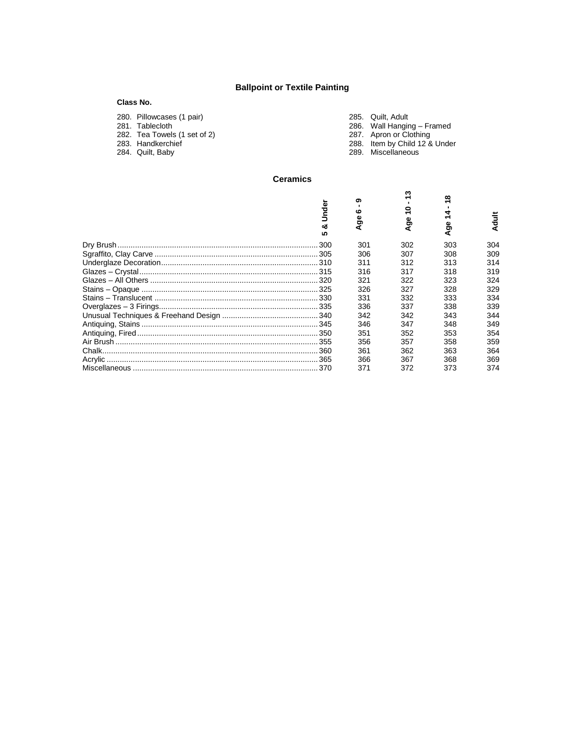## Ballpoint or Textile Painting

**Class No.**

280. Pillowcases (1 pair)
281. Tablecloth
282. Tea Towels (1 set of 2)
283. Handkerchief
284. Quilt, Baby
285. Quilt, Adult
286. Wall Hanging – Framed
287. Apron or Clothing
288. Item by Child 12 & Under
289. Miscellaneous

## Ceramics

| | 5 & Under | Age 6 - 9 | Age 10 - 13 | Age 14 - 18 | Adult |
|---|---|---|---|---|---|
| Dry Brush | 300 | 301 | 302 | 303 | 304 |
| Sgraffito, Clay Carve | 305 | 306 | 307 | 308 | 309 |
| Underglaze Decoration | 310 | 311 | 312 | 313 | 314 |
| Glazes – Crystal | 315 | 316 | 317 | 318 | 319 |
| Glazes – All Others | 320 | 321 | 322 | 323 | 324 |
| Stains – Opaque | 325 | 326 | 327 | 328 | 329 |
| Stains – Translucent | 330 | 331 | 332 | 333 | 334 |
| Overglazes – 3 Firings | 335 | 336 | 337 | 338 | 339 |
| Unusual Techniques & Freehand Design | 340 | 342 | 342 | 343 | 344 |
| Antiquing, Stains | 345 | 346 | 347 | 348 | 349 |
| Antiquing, Fired | 350 | 351 | 352 | 353 | 354 |
| Air Brush | 355 | 356 | 357 | 358 | 359 |
| Chalk | 360 | 361 | 362 | 363 | 364 |
| Acrylic | 365 | 366 | 367 | 368 | 369 |
| Miscellaneous | 370 | 371 | 372 | 373 | 374 |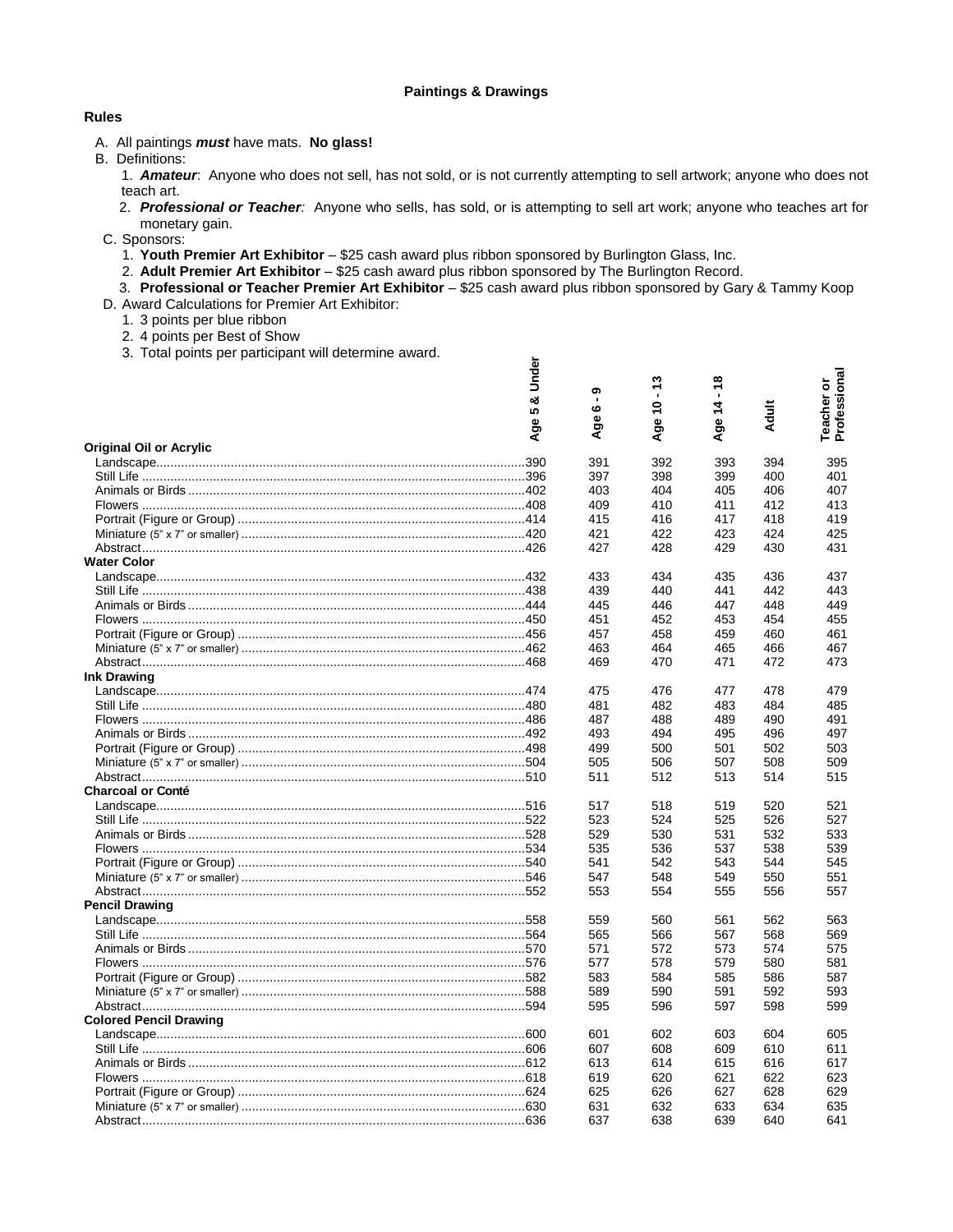## Paintings & Drawings

### Rules

A. All paintings ***must*** have mats. **No glass!**

B. Definitions:

1. ***Amateur***: Anyone who does not sell, has not sold, or is not currently attempting to sell artwork; anyone who does not teach art.
2. ***Professional or Teacher***: Anyone who sells, has sold, or is attempting to sell art work; anyone who teaches art for monetary gain.

C. Sponsors:

1. **Youth Premier Art Exhibitor** – $25 cash award plus ribbon sponsored by Burlington Glass, Inc.
2. **Adult Premier Art Exhibitor** – $25 cash award plus ribbon sponsored by The Burlington Record.
3. **Professional or Teacher Premier Art Exhibitor** – $25 cash award plus ribbon sponsored by Gary & Tammy Koop

D. Award Calculations for Premier Art Exhibitor:

1. 3 points per blue ribbon
2. 4 points per Best of Show
3. Total points per participant will determine award.

| | Age 5 & Under | Age 6 - 9 | Age 10 - 13 | Age 14 - 18 | Adult | Teacher or Professional |
|---|---|---|---|---|---|---|
| **Original Oil or Acrylic** | | | | | | |
| Landscape | 390 | 391 | 392 | 393 | 394 | 395 |
| Still Life | 396 | 397 | 398 | 399 | 400 | 401 |
| Animals or Birds | 402 | 403 | 404 | 405 | 406 | 407 |
| Flowers | 408 | 409 | 410 | 411 | 412 | 413 |
| Portrait (Figure or Group) | 414 | 415 | 416 | 417 | 418 | 419 |
| Miniature (5" x 7" or smaller) | 420 | 421 | 422 | 423 | 424 | 425 |
| Abstract | 426 | 427 | 428 | 429 | 430 | 431 |
| **Water Color** | | | | | | |
| Landscape | 432 | 433 | 434 | 435 | 436 | 437 |
| Still Life | 438 | 439 | 440 | 441 | 442 | 443 |
| Animals or Birds | 444 | 445 | 446 | 447 | 448 | 449 |
| Flowers | 450 | 451 | 452 | 453 | 454 | 455 |
| Portrait (Figure or Group) | 456 | 457 | 458 | 459 | 460 | 461 |
| Miniature (5" x 7" or smaller) | 462 | 463 | 464 | 465 | 466 | 467 |
| Abstract | 468 | 469 | 470 | 471 | 472 | 473 |
| **Ink Drawing** | | | | | | |
| Landscape | 474 | 475 | 476 | 477 | 478 | 479 |
| Still Life | 480 | 481 | 482 | 483 | 484 | 485 |
| Flowers | 486 | 487 | 488 | 489 | 490 | 491 |
| Animals or Birds | 492 | 493 | 494 | 495 | 496 | 497 |
| Portrait (Figure or Group) | 498 | 499 | 500 | 501 | 502 | 503 |
| Miniature (5" x 7" or smaller) | 504 | 505 | 506 | 507 | 508 | 509 |
| Abstract | 510 | 511 | 512 | 513 | 514 | 515 |
| **Charcoal or Conté** | | | | | | |
| Landscape | 516 | 517 | 518 | 519 | 520 | 521 |
| Still Life | 522 | 523 | 524 | 525 | 526 | 527 |
| Animals or Birds | 528 | 529 | 530 | 531 | 532 | 533 |
| Flowers | 534 | 535 | 536 | 537 | 538 | 539 |
| Portrait (Figure or Group) | 540 | 541 | 542 | 543 | 544 | 545 |
| Miniature (5" x 7" or smaller) | 546 | 547 | 548 | 549 | 550 | 551 |
| Abstract | 552 | 553 | 554 | 555 | 556 | 557 |
| **Pencil Drawing** | | | | | | |
| Landscape | 558 | 559 | 560 | 561 | 562 | 563 |
| Still Life | 564 | 565 | 566 | 567 | 568 | 569 |
| Animals or Birds | 570 | 571 | 572 | 573 | 574 | 575 |
| Flowers | 576 | 577 | 578 | 579 | 580 | 581 |
| Portrait (Figure or Group) | 582 | 583 | 584 | 585 | 586 | 587 |
| Miniature (5" x 7" or smaller) | 588 | 589 | 590 | 591 | 592 | 593 |
| Abstract | 594 | 595 | 596 | 597 | 598 | 599 |
| **Colored Pencil Drawing** | | | | | | |
| Landscape | 600 | 601 | 602 | 603 | 604 | 605 |
| Still Life | 606 | 607 | 608 | 609 | 610 | 611 |
| Animals or Birds | 612 | 613 | 614 | 615 | 616 | 617 |
| Flowers | 618 | 619 | 620 | 621 | 622 | 623 |
| Portrait (Figure or Group) | 624 | 625 | 626 | 627 | 628 | 629 |
| Miniature (5" x 7" or smaller) | 630 | 631 | 632 | 633 | 634 | 635 |
| Abstract | 636 | 637 | 638 | 639 | 640 | 641 |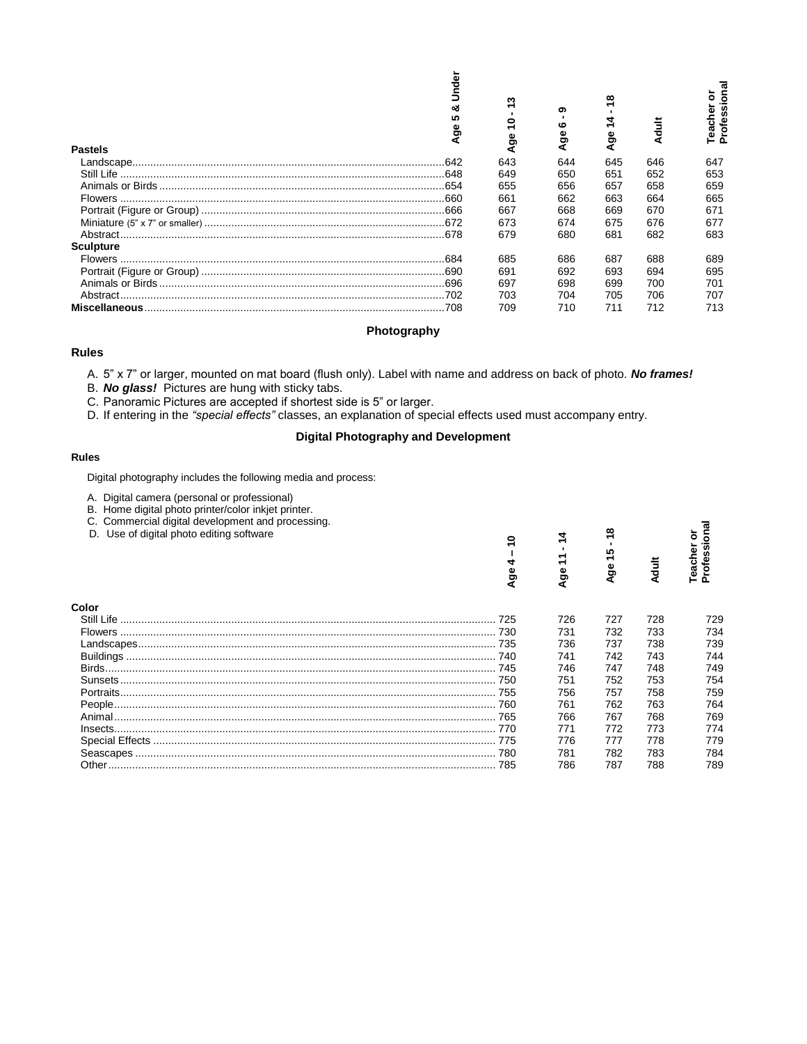| Pastels | Age 5 & Under | Age 10 - 13 | Age 6 - 9 | Age 14 - 18 | Adult | Teacher or Professional |
|---|---|---|---|---|---|---|
| Landscape | 642 | 643 | 644 | 645 | 646 | 647 |
| Still Life | 648 | 649 | 650 | 651 | 652 | 653 |
| Animals or Birds | 654 | 655 | 656 | 657 | 658 | 659 |
| Flowers | 660 | 661 | 662 | 663 | 664 | 665 |
| Portrait (Figure or Group) | 666 | 667 | 668 | 669 | 670 | 671 |
| Miniature (5" x 7" or smaller) | 672 | 673 | 674 | 675 | 676 | 677 |
| Abstract | 678 | 679 | 680 | 681 | 682 | 683 |
| **Sculpture** | | | | | | |
| Flowers | 684 | 685 | 686 | 687 | 688 | 689 |
| Portrait (Figure or Group) | 690 | 691 | 692 | 693 | 694 | 695 |
| Animals or Birds | 696 | 697 | 698 | 699 | 700 | 701 |
| Abstract | 702 | 703 | 704 | 705 | 706 | 707 |
| **Miscellaneous** | 708 | 709 | 710 | 711 | 712 | 713 |

## Photography

### Rules

A. 5" x 7" or larger, mounted on mat board (flush only). Label with name and address on back of photo. ***No frames!***

B. ***No glass!*** Pictures are hung with sticky tabs.

C. Panoramic Pictures are accepted if shortest side is 5" or larger.

D. If entering in the *"special effects"* classes, an explanation of special effects used must accompany entry.

## Digital Photography and Development

### Rules

Digital photography includes the following media and process:

A. Digital camera (personal or professional)
B. Home digital photo printer/color inkjet printer.
C. Commercial digital development and processing.
D. Use of digital photo editing software

| Color | Age 4 – 10 | Age 11 - 14 | Age 15 - 18 | Adult | Teacher or Professional |
|---|---|---|---|---|---|
| Still Life | 725 | 726 | 727 | 728 | 729 |
| Flowers | 730 | 731 | 732 | 733 | 734 |
| Landscapes | 735 | 736 | 737 | 738 | 739 |
| Buildings | 740 | 741 | 742 | 743 | 744 |
| Birds | 745 | 746 | 747 | 748 | 749 |
| Sunsets | 750 | 751 | 752 | 753 | 754 |
| Portraits | 755 | 756 | 757 | 758 | 759 |
| People | 760 | 761 | 762 | 763 | 764 |
| Animal | 765 | 766 | 767 | 768 | 769 |
| Insects | 770 | 771 | 772 | 773 | 774 |
| Special Effects | 775 | 776 | 777 | 778 | 779 |
| Seascapes | 780 | 781 | 782 | 783 | 784 |
| Other | 785 | 786 | 787 | 788 | 789 |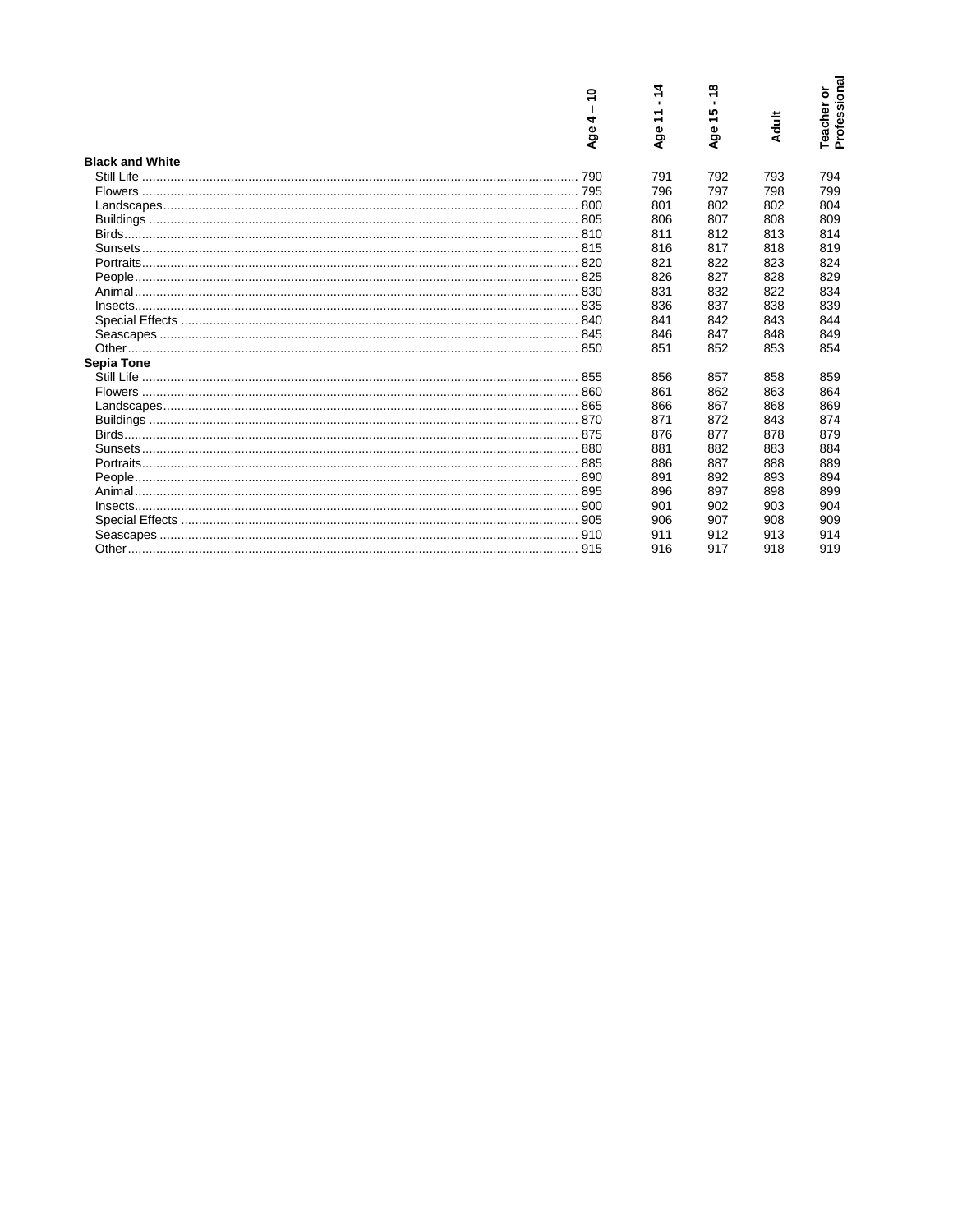| | Age 4 – 10 | Age 11 - 14 | Age 15 - 18 | Adult | Teacher or Professional |
|---|---|---|---|---|---|
| **Black and White** | | | | | |
| Still Life | 790 | 791 | 792 | 793 | 794 |
| Flowers | 795 | 796 | 797 | 798 | 799 |
| Landscapes | 800 | 801 | 802 | 802 | 804 |
| Buildings | 805 | 806 | 807 | 808 | 809 |
| Birds | 810 | 811 | 812 | 813 | 814 |
| Sunsets | 815 | 816 | 817 | 818 | 819 |
| Portraits | 820 | 821 | 822 | 823 | 824 |
| People | 825 | 826 | 827 | 828 | 829 |
| Animal | 830 | 831 | 832 | 822 | 834 |
| Insects | 835 | 836 | 837 | 838 | 839 |
| Special Effects | 840 | 841 | 842 | 843 | 844 |
| Seascapes | 845 | 846 | 847 | 848 | 849 |
| Other | 850 | 851 | 852 | 853 | 854 |
| **Sepia Tone** | | | | | |
| Still Life | 855 | 856 | 857 | 858 | 859 |
| Flowers | 860 | 861 | 862 | 863 | 864 |
| Landscapes | 865 | 866 | 867 | 868 | 869 |
| Buildings | 870 | 871 | 872 | 843 | 874 |
| Birds | 875 | 876 | 877 | 878 | 879 |
| Sunsets | 880 | 881 | 882 | 883 | 884 |
| Portraits | 885 | 886 | 887 | 888 | 889 |
| People | 890 | 891 | 892 | 893 | 894 |
| Animal | 895 | 896 | 897 | 898 | 899 |
| Insects | 900 | 901 | 902 | 903 | 904 |
| Special Effects | 905 | 906 | 907 | 908 | 909 |
| Seascapes | 910 | 911 | 912 | 913 | 914 |
| Other | 915 | 916 | 917 | 918 | 919 |